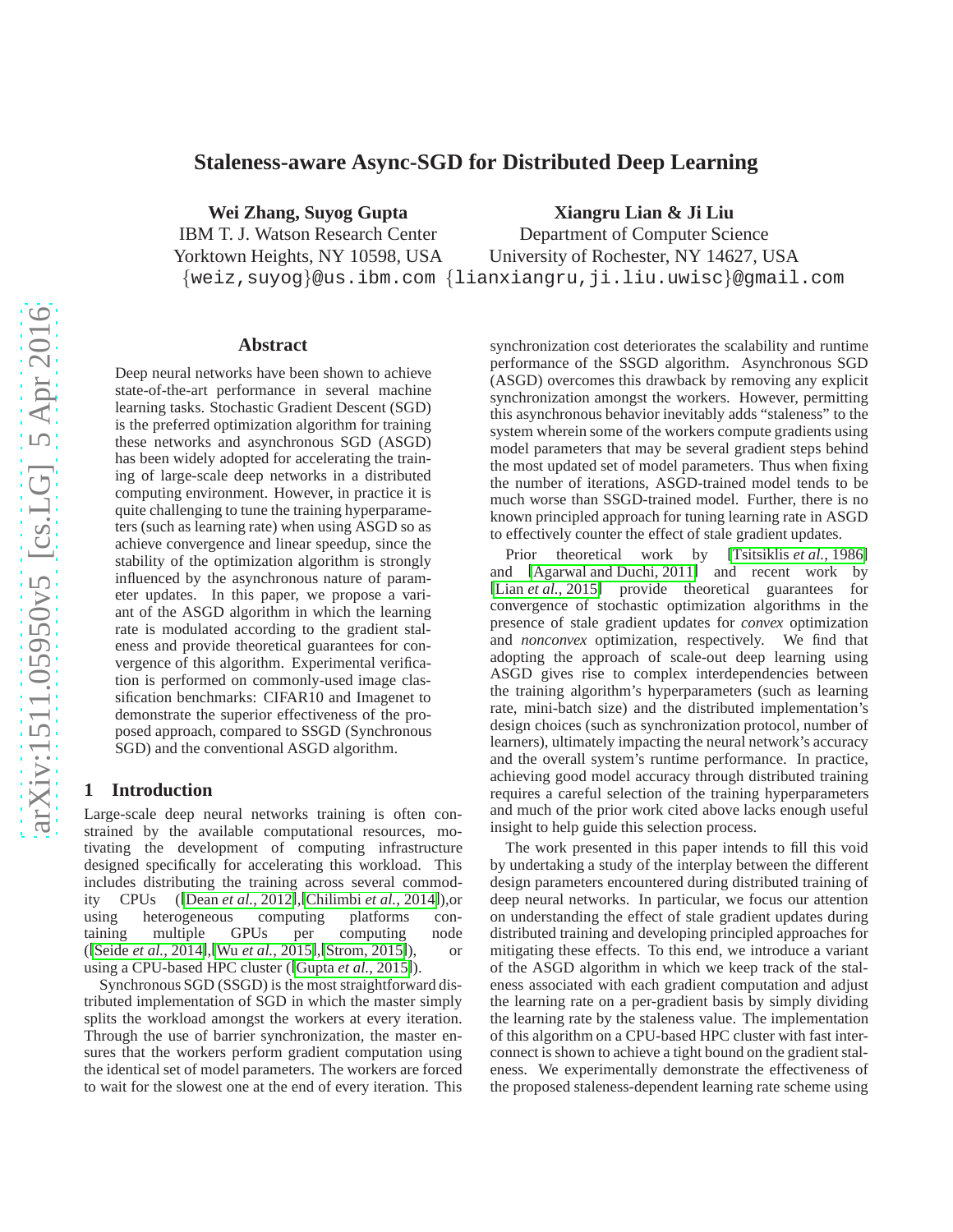# Staleness-aware Async-SGD for Distributed Deep Learning

**Wei Zhang, Suyog Gupta**
IBM T. J. Watson Research Center
Yorktown Heights, NY 10598, USA
{weiz,suyog}@us.ibm.com

**Xiangru Lian & Ji Liu**
Department of Computer Science
University of Rochester, NY 14627, USA
{lianxiangru,ji.liu.uwisc}@gmail.com

## Abstract

Deep neural networks have been shown to achieve state-of-the-art performance in several machine learning tasks. Stochastic Gradient Descent (SGD) is the preferred optimization algorithm for training these networks and asynchronous SGD (ASGD) has been widely adopted for accelerating the training of large-scale deep networks in a distributed computing environment. However, in practice it is quite challenging to tune the training hyperparameters (such as learning rate) when using ASGD so as achieve convergence and linear speedup, since the stability of the optimization algorithm is strongly influenced by the asynchronous nature of parameter updates. In this paper, we propose a variant of the ASGD algorithm in which the learning rate is modulated according to the gradient staleness and provide theoretical guarantees for convergence of this algorithm. Experimental verification is performed on commonly-used image classification benchmarks: CIFAR10 and Imagenet to demonstrate the superior effectiveness of the proposed approach, compared to SSGD (Synchronous SGD) and the conventional ASGD algorithm.

## 1 Introduction

Large-scale deep neural networks training is often constrained by the available computational resources, motivating the development of computing infrastructure designed specifically for accelerating this workload. This includes distributing the training across several commodity CPUs ([Dean *et al.*, 2012],[Chilimbi *et al.*, 2014]),or using heterogeneous computing platforms containing multiple GPUs per computing node ([Seide *et al.*, 2014],[Wu *et al.*, 2015],[Strom, 2015]), or using a CPU-based HPC cluster ([Gupta *et al.*, 2015]).

Synchronous SGD (SSGD) is the most straightforward distributed implementation of SGD in which the master simply splits the workload amongst the workers at every iteration. Through the use of barrier synchronization, the master ensures that the workers perform gradient computation using the identical set of model parameters. The workers are forced to wait for the slowest one at the end of every iteration. This synchronization cost deteriorates the scalability and runtime performance of the SSGD algorithm. Asynchronous SGD (ASGD) overcomes this drawback by removing any explicit synchronization amongst the workers. However, permitting this asynchronous behavior inevitably adds "staleness" to the system wherein some of the workers compute gradients using model parameters that may be several gradient steps behind the most updated set of model parameters. Thus when fixing the number of iterations, ASGD-trained model tends to be much worse than SSGD-trained model. Further, there is no known principled approach for tuning learning rate in ASGD to effectively counter the effect of stale gradient updates.

Prior theoretical work by [Tsitsiklis *et al.*, 1986] and [Agarwal and Duchi, 2011] and recent work by [Lian *et al.*, 2015] provide theoretical guarantees for convergence of stochastic optimization algorithms in the presence of stale gradient updates for *convex* optimization and *nonconvex* optimization, respectively. We find that adopting the approach of scale-out deep learning using ASGD gives rise to complex interdependencies between the training algorithm's hyperparameters (such as learning rate, mini-batch size) and the distributed implementation's design choices (such as synchronization protocol, number of learners), ultimately impacting the neural network's accuracy and the overall system's runtime performance. In practice, achieving good model accuracy through distributed training requires a careful selection of the training hyperparameters and much of the prior work cited above lacks enough useful insight to help guide this selection process.

The work presented in this paper intends to fill this void by undertaking a study of the interplay between the different design parameters encountered during distributed training of deep neural networks. In particular, we focus our attention on understanding the effect of stale gradient updates during distributed training and developing principled approaches for mitigating these effects. To this end, we introduce a variant of the ASGD algorithm in which we keep track of the staleness associated with each gradient computation and adjust the learning rate on a per-gradient basis by simply dividing the learning rate by the staleness value. The implementation of this algorithm on a CPU-based HPC cluster with fast interconnect is shown to achieve a tight bound on the gradient staleness. We experimentally demonstrate the effectiveness of the proposed staleness-dependent learning rate scheme using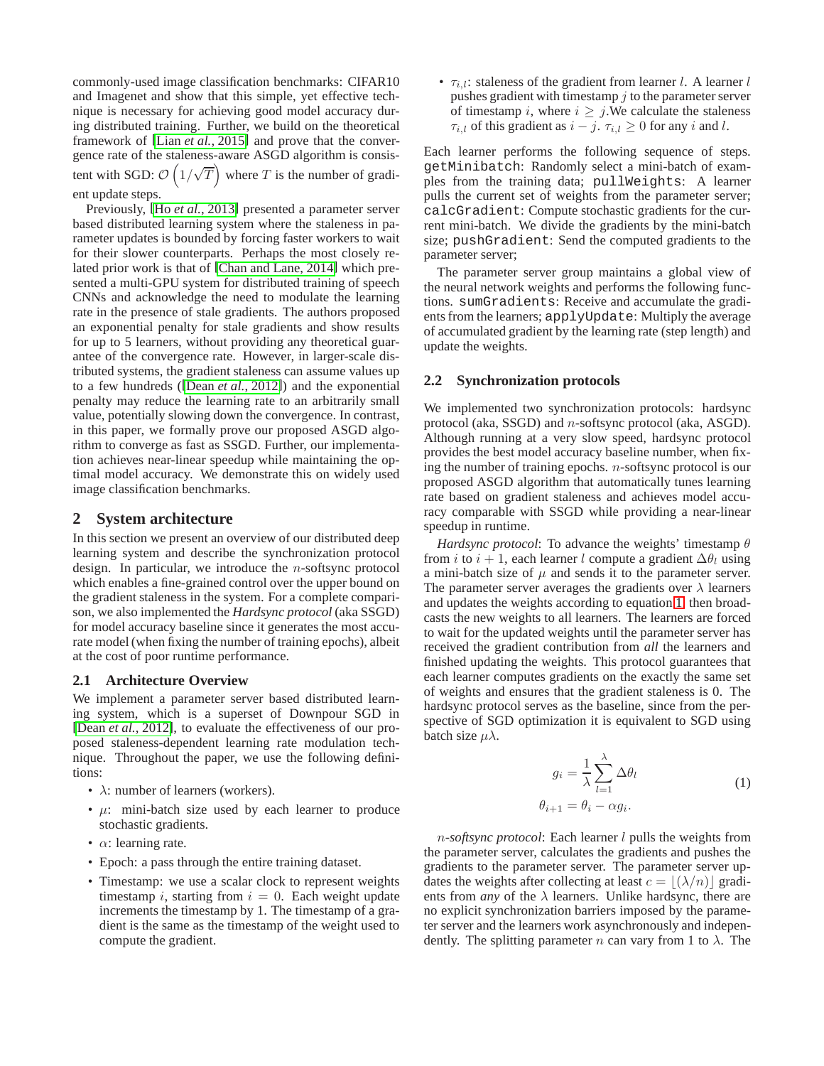commonly-used image classification benchmarks: CIFAR10 and Imagenet and show that this simple, yet effective technique is necessary for achieving good model accuracy during distributed training. Further, we build on the theoretical framework of [Lian *et al.*, 2015] and prove that the convergence rate of the staleness-aware ASGD algorithm is consistent with SGD: $\mathcal{O}\left(1/\sqrt{T}\right)$ where $T$ is the number of gradient update steps.

Previously, [Ho *et al.*, 2013] presented a parameter server based distributed learning system where the staleness in parameter updates is bounded by forcing faster workers to wait for their slower counterparts. Perhaps the most closely related prior work is that of [Chan and Lane, 2014] which presented a multi-GPU system for distributed training of speech CNNs and acknowledge the need to modulate the learning rate in the presence of stale gradients. The authors proposed an exponential penalty for stale gradients and show results for up to 5 learners, without providing any theoretical guarantee of the convergence rate. However, in larger-scale distributed systems, the gradient staleness can assume values up to a few hundreds ([Dean *et al.*, 2012]) and the exponential penalty may reduce the learning rate to an arbitrarily small value, potentially slowing down the convergence. In contrast, in this paper, we formally prove our proposed ASGD algorithm to converge as fast as SSGD. Further, our implementation achieves near-linear speedup while maintaining the optimal model accuracy. We demonstrate this on widely used image classification benchmarks.

## 2 System architecture

In this section we present an overview of our distributed deep learning system and describe the synchronization protocol design. In particular, we introduce the $n$-softsync protocol which enables a fine-grained control over the upper bound on the gradient staleness in the system. For a complete comparison, we also implemented the *Hardsync protocol* (aka SSGD) for model accuracy baseline since it generates the most accurate model (when fixing the number of training epochs), albeit at the cost of poor runtime performance.

### 2.1 Architecture Overview

We implement a parameter server based distributed learning system, which is a superset of Downpour SGD in [Dean *et al.*, 2012], to evaluate the effectiveness of our proposed staleness-dependent learning rate modulation technique. Throughout the paper, we use the following definitions:

- $\lambda$: number of learners (workers).
- $\mu$: mini-batch size used by each learner to produce stochastic gradients.
- $\alpha$: learning rate.
- Epoch: a pass through the entire training dataset.
- Timestamp: we use a scalar clock to represent weights timestamp $i$, starting from $i = 0$. Each weight update increments the timestamp by 1. The timestamp of a gradient is the same as the timestamp of the weight used to compute the gradient.
- $\tau_{i,l}$: staleness of the gradient from learner $l$. A learner $l$ pushes gradient with timestamp $j$ to the parameter server of timestamp $i$, where $i \geq j$.We calculate the staleness $\tau_{i,l}$ of this gradient as $i - j$. $\tau_{i,l} \geq 0$ for any $i$ and $l$.

Each learner performs the following sequence of steps. `getMinibatch`: Randomly select a mini-batch of examples from the training data; `pullWeights`: A learner pulls the current set of weights from the parameter server; `calcGradient`: Compute stochastic gradients for the current mini-batch. We divide the gradients by the mini-batch size; `pushGradient`: Send the computed gradients to the parameter server;

The parameter server group maintains a global view of the neural network weights and performs the following functions. `sumGradients`: Receive and accumulate the gradients from the learners; `applyUpdate`: Multiply the average of accumulated gradient by the learning rate (step length) and update the weights.

### 2.2 Synchronization protocols

We implemented two synchronization protocols: hardsync protocol (aka, SSGD) and $n$-softsync protocol (aka, ASGD). Although running at a very slow speed, hardsync protocol provides the best model accuracy baseline number, when fixing the number of training epochs. $n$-softsync protocol is our proposed ASGD algorithm that automatically tunes learning rate based on gradient staleness and achieves model accuracy comparable with SSGD while providing a near-linear speedup in runtime.

*Hardsync protocol*: To advance the weights' timestamp $\theta$ from $i$ to $i + 1$, each learner $l$ compute a gradient $\Delta\theta_l$ using a mini-batch size of $\mu$ and sends it to the parameter server. The parameter server averages the gradients over $\lambda$ learners and updates the weights according to equation 1, then broadcasts the new weights to all learners. The learners are forced to wait for the updated weights until the parameter server has received the gradient contribution from *all* the learners and finished updating the weights. This protocol guarantees that each learner computes gradients on the exactly the same set of weights and ensures that the gradient staleness is 0. The hardsync protocol serves as the baseline, since from the perspective of SGD optimization it is equivalent to SGD using batch size $\mu\lambda$.

$$
\begin{aligned}
g_i &= \frac{1}{\lambda}\sum_{l=1}^{\lambda} \Delta\theta_l \\
\theta_{i+1} &= \theta_i - \alpha g_i.
\end{aligned}
\tag{1}
$$

*$n$-softsync protocol*: Each learner $l$ pulls the weights from the parameter server, calculates the gradients and pushes the gradients to the parameter server. The parameter server updates the weights after collecting at least $c = \lfloor(\lambda/n)\rfloor$ gradients from *any* of the $\lambda$ learners. Unlike hardsync, there are no explicit synchronization barriers imposed by the parameter server and the learners work asynchronously and independently. The splitting parameter $n$ can vary from 1 to $\lambda$. The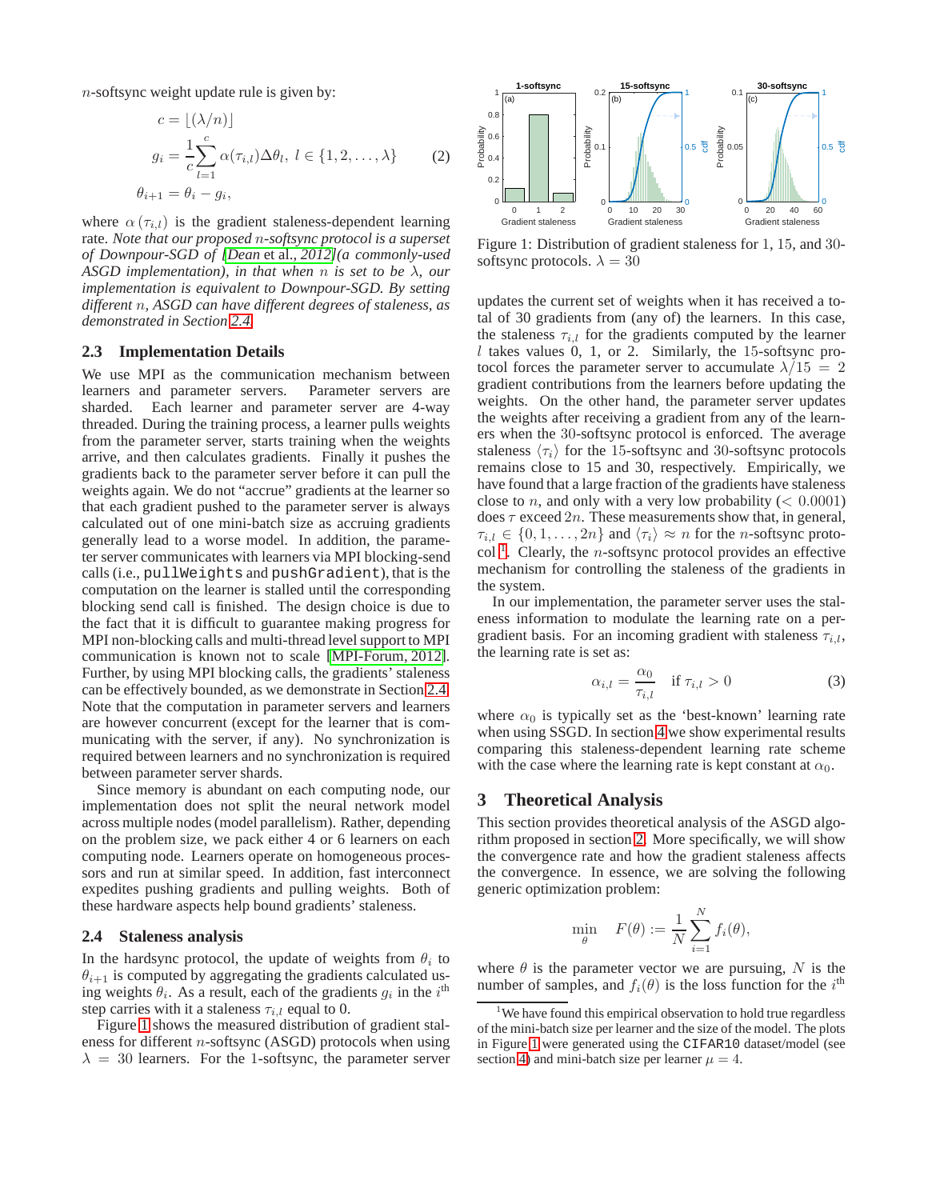$n$-softsync weight update rule is given by:

$$
\begin{aligned}
c &= \lfloor(\lambda/n)\rfloor \\
g_i &= \frac{1}{c}\sum_{l=1}^{c} \alpha(\tau_{i,l})\Delta\theta_l,\ l \in \{1, 2, \ldots, \lambda\} \\
\theta_{i+1} &= \theta_i - g_i,
\end{aligned} \tag{2}
$$

where $\alpha(\tau_{i,l})$ is the gradient staleness-dependent learning rate. *Note that our proposed $n$-softsync protocol is a superset of Downpour-SGD of [Dean et al., 2012](a commonly-used ASGD implementation), in that when $n$ is set to be $\lambda$, our implementation is equivalent to Downpour-SGD. By setting different $n$, ASGD can have different degrees of staleness, as demonstrated in Section 2.4.*

## 2.3 Implementation Details

We use MPI as the communication mechanism between learners and parameter servers. Parameter servers are sharded. Each learner and parameter server are 4-way threaded. During the training process, a learner pulls weights from the parameter server, starts training when the weights arrive, and then calculates gradients. Finally it pushes the gradients back to the parameter server before it can pull the weights again. We do not "accrue" gradients at the learner so that each gradient pushed to the parameter server is always calculated out of one mini-batch size as accruing gradients generally lead to a worse model. In addition, the parameter server communicates with learners via MPI blocking-send calls (i.e., `pullWeights` and `pushGradient`), that is the computation on the learner is stalled until the corresponding blocking send call is finished. The design choice is due to the fact that it is difficult to guarantee making progress for MPI non-blocking calls and multi-thread level support to MPI communication is known not to scale [MPI-Forum, 2012]. Further, by using MPI blocking calls, the gradients' staleness can be effectively bounded, as we demonstrate in Section 2.4. Note that the computation in parameter servers and learners are however concurrent (except for the learner that is communicating with the server, if any). No synchronization is required between learners and no synchronization is required between parameter server shards.

Since memory is abundant on each computing node, our implementation does not split the neural network model across multiple nodes (model parallelism). Rather, depending on the problem size, we pack either 4 or 6 learners on each computing node. Learners operate on homogeneous processors and run at similar speed. In addition, fast interconnect expedites pushing gradients and pulling weights. Both of these hardware aspects help bound gradients' staleness.

## 2.4 Staleness analysis

In the hardsync protocol, the update of weights from $\theta_i$ to $\theta_{i+1}$ is computed by aggregating the gradients calculated using weights $\theta_i$. As a result, each of the gradients $g_i$ in the $i^{\text{th}}$ step carries with it a staleness $\tau_{i,l}$ equal to 0.

Figure 1 shows the measured distribution of gradient staleness for different $n$-softsync (ASGD) protocols when using $\lambda = 30$ learners. For the 1-softsync, the parameter server updates the current set of weights when it has received a total of 30 gradients from (any of) the learners. In this case, the staleness $\tau_{i,l}$ for the gradients computed by the learner $l$ takes values 0, 1, or 2. Similarly, the 15-softsync protocol forces the parameter server to accumulate $\lambda/15 = 2$ gradient contributions from the learners before updating the weights. On the other hand, the parameter server updates the weights after receiving a gradient from any of the learners when the 30-softsync protocol is enforced. The average staleness $\langle\tau_i\rangle$ for the 15-softsync and 30-softsync protocols remains close to 15 and 30, respectively. Empirically, we have found that a large fraction of the gradients have staleness close to $n$, and only with a very low probability ($< 0.0001$) does $\tau$ exceed $2n$. These measurements show that, in general, $\tau_{i,l} \in \{0, 1, \ldots, 2n\}$ and $\langle\tau_i\rangle \approx n$ for the $n$-softsync protocol [1]. Clearly, the $n$-softsync protocol provides an effective mechanism for controlling the staleness of the gradients in the system.

Figure 1: Distribution of gradient staleness for 1, 15, and 30-softsync protocols. $\lambda = 30$

In our implementation, the parameter server uses the staleness information to modulate the learning rate on a per-gradient basis. For an incoming gradient with staleness $\tau_{i,l}$, the learning rate is set as:

$$
\alpha_{i,l} = \frac{\alpha_0}{\tau_{i,l}} \quad \text{if } \tau_{i,l} > 0 \tag{3}
$$

where $\alpha_0$ is typically set as the 'best-known' learning rate when using SSGD. In section 4 we show experimental results comparing this staleness-dependent learning rate scheme with the case where the learning rate is kept constant at $\alpha_0$.

# 3 Theoretical Analysis

This section provides theoretical analysis of the ASGD algorithm proposed in section 2. More specifically, we will show the convergence rate and how the gradient staleness affects the convergence. In essence, we are solving the following generic optimization problem:

$$
\min_{\theta} \quad F(\theta) := \frac{1}{N}\sum_{i=1}^{N} f_i(\theta),
$$

where $\theta$ is the parameter vector we are pursuing, $N$ is the number of samples, and $f_i(\theta)$ is the loss function for the $i^{\text{th}}$

[1] We have found this empirical observation to hold true regardless of the mini-batch size per learner and the size of the model. The plots in Figure 1 were generated using the `CIFAR10` dataset/model (see section 4) and mini-batch size per learner $\mu = 4$.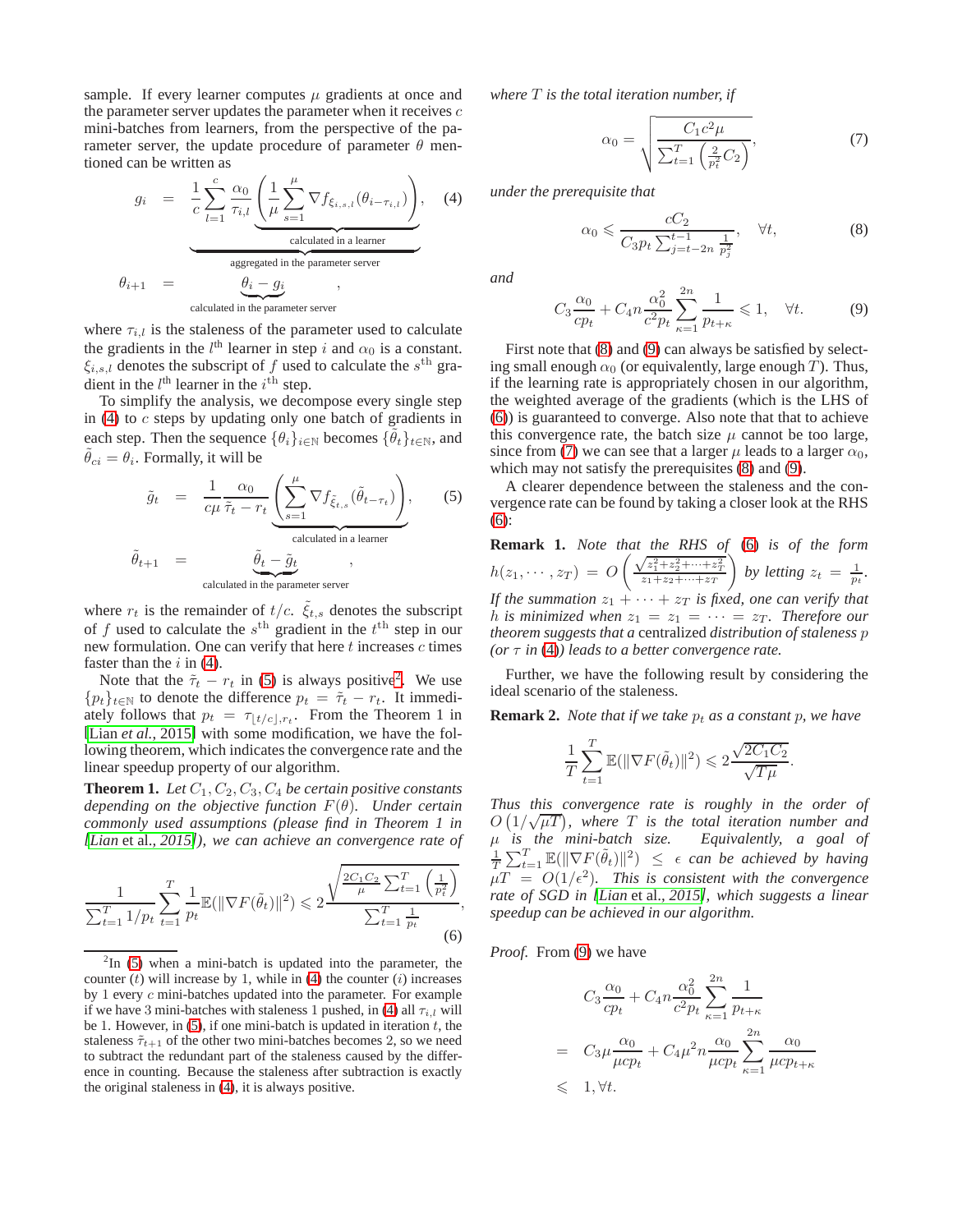sample. If every learner computes $\mu$ gradients at once and the parameter server updates the parameter when it receives $c$ mini-batches from learners, from the perspective of the parameter server, the update procedure of parameter $\theta$ mentioned can be written as

$$
\begin{aligned}
g_i &= \underbrace{\frac{1}{c}\sum_{l=1}^{c}\frac{\alpha_0}{\tau_{i,l}}\underbrace{\left(\frac{1}{\mu}\sum_{s=1}^{\mu}\nabla f_{\xi_{i,s,l}}(\theta_{i-\tau_{i,l}})\right)}_{\text{calculated in a learner}}}_{\text{aggregated in the parameter server}}, \qquad (4)\\
\theta_{i+1} &= \underbrace{\theta_i - g_i}_{\text{calculated in the parameter server}},
\end{aligned}
$$

where $\tau_{i,l}$ is the staleness of the parameter used to calculate the gradients in the $l^{\text{th}}$ learner in step $i$ and $\alpha_0$ is a constant. $\xi_{i,s,l}$ denotes the subscript of $f$ used to calculate the $s^{\text{th}}$ gradient in the $l^{\text{th}}$ learner in the $i^{\text{th}}$ step.

To simplify the analysis, we decompose every single step in (4) to $c$ steps by updating only one batch of gradients in each step. Then the sequence $\{\theta_i\}_{i\in\mathbb{N}}$ becomes $\{\tilde{\theta}_t\}_{t\in\mathbb{N}}$, and $\tilde{\theta}_{ci} = \theta_i$. Formally, it will be

$$
\begin{aligned}
\tilde{g}_t &= \frac{1}{c\mu}\frac{\alpha_0}{\tilde{\tau}_t - r_t}\underbrace{\left(\sum_{s=1}^{\mu}\nabla f_{\tilde{\xi}_{t,s}}(\tilde{\theta}_{t-\tau_t})\right)}_{\text{calculated in a learner}}, \qquad (5)\\
\tilde{\theta}_{t+1} &= \underbrace{\tilde{\theta}_t - \tilde{g}_t}_{\text{calculated in the parameter server}},
\end{aligned}
$$

where $r_t$ is the remainder of $t/c$. $\tilde{\xi}_{t,s}$ denotes the subscript of $f$ used to calculate the $s^{\text{th}}$ gradient in the $t^{\text{th}}$ step in our new formulation. One can verify that here $t$ increases $c$ times faster than the $i$ in (4).

Note that the $\tilde{\tau}_t - r_t$ in (5) is always positive[2]. We use $\{p_t\}_{t\in\mathbb{N}}$ to denote the difference $p_t = \tilde{\tau}_t - r_t$. It immediately follows that $p_t = \tau_{\lfloor t/c\rfloor, r_t}$. From the Theorem 1 in [Lian *et al.*, 2015] with some modification, we have the following theorem, which indicates the convergence rate and the linear speedup property of our algorithm.

**Theorem 1.** *Let $C_1, C_2, C_3, C_4$ be certain positive constants depending on the objective function $F(\theta)$. Under certain commonly used assumptions (please find in Theorem 1 in [Lian et al., 2015]), we can achieve an convergence rate of*

$$
\frac{1}{\sum_{t=1}^{T} 1/p_t}\sum_{t=1}^{T}\frac{1}{p_t}\mathbb{E}(\|\nabla F(\tilde{\theta}_t)\|^2) \leqslant 2\frac{\sqrt{\frac{2C_1C_2}{\mu}\sum_{t=1}^{T}\left(\frac{1}{p_t^2}\right)}}{\sum_{t=1}^{T}\frac{1}{p_t}}, \qquad (6)
$$

*where $T$ is the total iteration number, if*

$$
\alpha_0 = \sqrt{\frac{C_1 c^2 \mu}{\sum_{t=1}^{T}\left(\frac{2}{p_t^2}C_2\right)}}, \qquad (7)
$$

*under the prerequisite that*

$$
\alpha_0 \leqslant \frac{cC_2}{C_3 p_t \sum_{j=t-2n}^{t-1}\frac{1}{p_j^2}}, \quad \forall t, \qquad (8)
$$

*and*

$$
C_3\frac{\alpha_0}{cp_t} + C_4 n\frac{\alpha_0^2}{c^2 p_t}\sum_{\kappa=1}^{2n}\frac{1}{p_{t+\kappa}} \leqslant 1, \quad \forall t. \qquad (9)
$$

First note that (8) and (9) can always be satisfied by selecting small enough $\alpha_0$ (or equivalently, large enough $T$). Thus, if the learning rate is appropriately chosen in our algorithm, the weighted average of the gradients (which is the LHS of (6)) is guaranteed to converge. Also note that that to achieve this convergence rate, the batch size $\mu$ cannot be too large, since from (7) we can see that a larger $\mu$ leads to a larger $\alpha_0$, which may not satisfy the prerequisites (8) and (9).

A clearer dependence between the staleness and the convergence rate can be found by taking a closer look at the RHS (6):

**Remark 1.** *Note that the RHS of (6) is of the form $h(z_1, \cdots, z_T) = O\left(\frac{\sqrt{z_1^2+z_2^2+\cdots+z_T^2}}{z_1+z_2+\cdots+z_T}\right)$ by letting $z_t = \frac{1}{p_t}$. If the summation $z_1 + \cdots + z_T$ is fixed, one can verify that $h$ is minimized when $z_1 = z_1 = \cdots = z_T$. Therefore our theorem suggests that a* centralized *distribution of staleness $p$ (or $\tau$ in (4)) leads to a better convergence rate.*

Further, we have the following result by considering the ideal scenario of the staleness.

**Remark 2.** *Note that if we take $p_t$ as a constant $p$, we have*

$$
\frac{1}{T}\sum_{t=1}^{T}\mathbb{E}(\|\nabla F(\tilde{\theta}_t)\|^2) \leqslant 2\frac{\sqrt{2C_1C_2}}{\sqrt{T\mu}}.
$$

*Thus this convergence rate is roughly in the order of $O\left(1/\sqrt{\mu T}\right)$, where $T$ is the total iteration number and $\mu$ is the mini-batch size. Equivalently, a goal of $\frac{1}{T}\sum_{t=1}^{T}\mathbb{E}(\|\nabla F(\tilde{\theta}_t)\|^2) \leq \epsilon$ can be achieved by having $\mu T = O(1/\epsilon^2)$. This is consistent with the convergence rate of SGD in [Lian et al., 2015], which suggests that a linear speedup can be achieved in our algorithm.*

*Proof.* From (9) we have

$$
\begin{aligned}
& C_3\frac{\alpha_0}{cp_t} + C_4 n\frac{\alpha_0^2}{c^2 p_t}\sum_{\kappa=1}^{2n}\frac{1}{p_{t+\kappa}} \\
= \quad & C_3\mu\frac{\alpha_0}{\mu c p_t} + C_4\mu^2 n\frac{\alpha_0}{\mu c p_t}\sum_{\kappa=1}^{2n}\frac{\alpha_0}{\mu c p_{t+\kappa}} \\
\leqslant \quad & 1, \forall t.
\end{aligned}
$$

---

[2] In (5) when a mini-batch is updated into the parameter, the counter ($t$) will increase by 1, while in (4) the counter ($i$) increases by 1 every $c$ mini-batches updated into the parameter. For example if we have 3 mini-batches with staleness 1 pushed, in (4) all $\tau_{i,l}$ will be 1. However, in (5), if one mini-batch is updated in iteration $t$, the staleness $\tilde{\tau}_{t+1}$ of the other two mini-batches becomes 2, so we need to subtract the redundant part of the staleness caused by the difference in counting. Because the staleness after subtraction is exactly the original staleness in (4), it is always positive.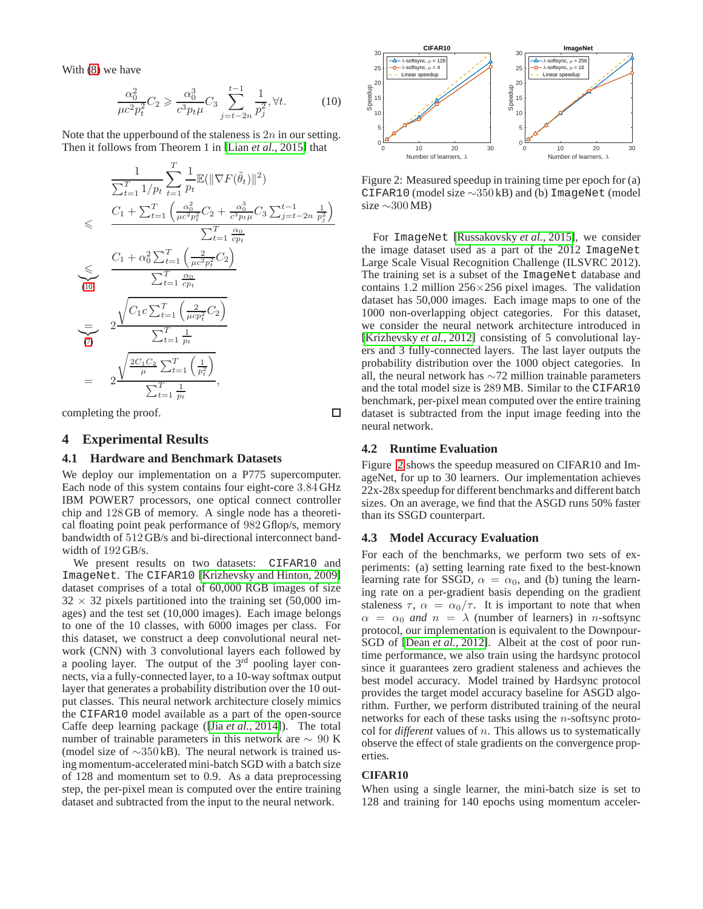With (8) we have

$$\frac{\alpha_0^2}{\mu c^2 p_t^2} C_2 \geqslant \frac{\alpha_0^3}{c^3 p_t \mu} C_3 \sum_{j=t-2n}^{t-1} \frac{1}{p_j^2}, \forall t. \tag{10}$$

Note that the upperbound of the staleness is $2n$ in our setting. Then it follows from Theorem 1 in [Lian *et al.*, 2015] that

$$
\begin{aligned}
& \frac{1}{\sum_{t=1}^{T} 1/p_t} \sum_{t=1}^{T} \frac{1}{p_t} \mathbb{E}(\|\nabla F(\tilde{\theta}_t)\|^2) \\
\leqslant\ & \frac{C_1 + \sum_{t=1}^{T} \left( \frac{\alpha_0^2}{\mu c^2 p_t^2} C_2 + \frac{\alpha_0^3}{c^3 p_t \mu} C_3 \sum_{j=t-2n}^{t-1} \frac{1}{p_j^2} \right)}{\sum_{t=1}^{T} \frac{\alpha_0}{c p_t}} \\
\underbrace{\leqslant}_{(10)}\ & \frac{C_1 + \alpha_0^2 \sum_{t=1}^{T} \left( \frac{2}{\mu c^2 p_t^2} C_2 \right)}{\sum_{t=1}^{T} \frac{\alpha_0}{c p_t}} \\
\underbrace{=}_{(7)}\ & 2 \frac{\sqrt{C_1 c \sum_{t=1}^{T} \left( \frac{2}{\mu c p_t^2} C_2 \right)}}{\sum_{t=1}^{T} \frac{1}{p_t}} \\
=\ & 2 \frac{\sqrt{\frac{2 C_1 C_2}{\mu} \sum_{t=1}^{T} \left( \frac{1}{p_t^2} \right)}}{\sum_{t=1}^{T} \frac{1}{p_t}},
\end{aligned}
$$

completing the proof. □

## 4 Experimental Results

### 4.1 Hardware and Benchmark Datasets

We deploy our implementation on a P775 supercomputer. Each node of this system contains four eight-core 3.84 GHz IBM POWER7 processors, one optical connect controller chip and 128 GB of memory. A single node has a theoretical floating point peak performance of 982 Gflop/s, memory bandwidth of 512 GB/s and bi-directional interconnect bandwidth of 192 GB/s.

We present results on two datasets: CIFAR10 and ImageNet. The CIFAR10 [Krizhevsky and Hinton, 2009] dataset comprises of a total of 60,000 RGB images of size 32 × 32 pixels partitioned into the training set (50,000 images) and the test set (10,000 images). Each image belongs to one of the 10 classes, with 6000 images per class. For this dataset, we construct a deep convolutional neural network (CNN) with 3 convolutional layers each followed by a pooling layer. The output of the 3rd pooling layer connects, via a fully-connected layer, to a 10-way softmax output layer that generates a probability distribution over the 10 output classes. This neural network architecture closely mimics the CIFAR10 model available as a part of the open-source Caffe deep learning package ([Jia *et al.*, 2014]). The total number of trainable parameters in this network are ∼ 90 K (model size of ∼350 kB). The neural network is trained using momentum-accelerated mini-batch SGD with a batch size of 128 and momentum set to 0.9. As a data preprocessing step, the per-pixel mean is computed over the entire training dataset and subtracted from the input to the neural network.

Figure 2: Measured speedup in training time per epoch for (a) CIFAR10 (model size ∼350 kB) and (b) ImageNet (model size ∼300 MB)

For ImageNet [Russakovsky *et al.*, 2015], we consider the image dataset used as a part of the 2012 ImageNet Large Scale Visual Recognition Challenge (ILSVRC 2012). The training set is a subset of the ImageNet database and contains 1.2 million 256×256 pixel images. The validation dataset has 50,000 images. Each image maps to one of the 1000 non-overlapping object categories. For this dataset, we consider the neural network architecture introduced in [Krizhevsky *et al.*, 2012] consisting of 5 convolutional layers and 3 fully-connected layers. The last layer outputs the probability distribution over the 1000 object categories. In all, the neural network has ∼72 million trainable parameters and the total model size is 289 MB. Similar to the CIFAR10 benchmark, per-pixel mean computed over the entire training dataset is subtracted from the input image feeding into the neural network.

### 4.2 Runtime Evaluation

Figure 2 shows the speedup measured on CIFAR10 and ImageNet, for up to 30 learners. Our implementation achieves 22x-28x speedup for different benchmarks and different batch sizes. On an average, we find that the ASGD runs 50% faster than its SSGD counterpart.

### 4.3 Model Accuracy Evaluation

For each of the benchmarks, we perform two sets of experiments: (a) setting learning rate fixed to the best-known learning rate for SSGD, $\alpha = \alpha_0$, and (b) tuning the learning rate on a per-gradient basis depending on the gradient staleness $\tau$, $\alpha = \alpha_0/\tau$. It is important to note that when $\alpha = \alpha_0$ *and* $n = \lambda$ (number of learners) in $n$-softsync protocol, our implementation is equivalent to the Downpour-SGD of [Dean *et al.*, 2012]. Albeit at the cost of poor runtime performance, we also train using the hardsync protocol since it guarantees zero gradient staleness and achieves the best model accuracy. Model trained by Hardsync protocol provides the target model accuracy baseline for ASGD algorithm. Further, we perform distributed training of the neural networks for each of these tasks using the $n$-softsync protocol for *different* values of $n$. This allows us to systematically observe the effect of stale gradients on the convergence properties.

**CIFAR10**

When using a single learner, the mini-batch size is set to 128 and training for 140 epochs using momentum acceler-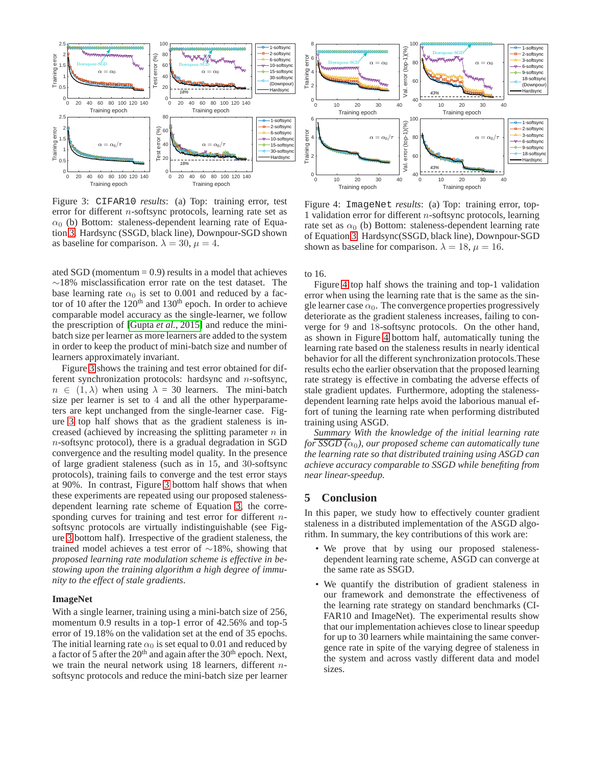Figure 3: `CIFAR10` *results*: (a) Top: training error, test error for different $n$-softsync protocols, learning rate set as $\alpha_0$ (b) Bottom: staleness-dependent learning rate of Equation 3. Hardsync (SSGD, black line), Downpour-SGD shown as baseline for comparison. $\lambda = 30$, $\mu = 4$.

Figure 4: `ImageNet` *results*: (a) Top: training error, top-1 validation error for different $n$-softsync protocols, learning rate set as $\alpha_0$ (b) Bottom: staleness-dependent learning rate of Equation 3. Hardsync(SSGD, black line), Downpour-SGD shown as baseline for comparison. $\lambda = 18$, $\mu = 16$.

ated SGD (momentum = 0.9) results in a model that achieves ~18% misclassification error rate on the test dataset. The base learning rate $\alpha_0$ is set to 0.001 and reduced by a factor of 10 after the 120$^{\text{th}}$ and 130$^{\text{th}}$ epoch. In order to achieve comparable model accuracy as the single-learner, we follow the prescription of [Gupta *et al.*, 2015] and reduce the mini-batch size per learner as more learners are added to the system in order to keep the product of mini-batch size and number of learners approximately invariant.

Figure 3 shows the training and test error obtained for different synchronization protocols: hardsync and $n$-softsync, $n \in (1, \lambda)$ when using $\lambda = 30$ learners. The mini-batch size per learner is set to 4 and all the other hyperparameters are kept unchanged from the single-learner case. Figure 3 top half shows that as the gradient staleness is increased (achieved by increasing the splitting parameter $n$ in $n$-softsync protocol), there is a gradual degradation in SGD convergence and the resulting model quality. In the presence of large gradient staleness (such as in 15, and 30-softsync protocols), training fails to converge and the test error stays at 90%. In contrast, Figure 3 bottom half shows that when these experiments are repeated using our proposed staleness-dependent learning rate scheme of Equation 3, the corresponding curves for training and test error for different $n$-softsync protocols are virtually indistinguishable (see Figure 3 bottom half). Irrespective of the gradient staleness, the trained model achieves a test error of ~18%, showing that *proposed learning rate modulation scheme is effective in bestowing upon the training algorithm a high degree of immunity to the effect of stale gradients.*

**ImageNet**

With a single learner, training using a mini-batch size of 256, momentum 0.9 results in a top-1 error of 42.56% and top-5 error of 19.18% on the validation set at the end of 35 epochs. The initial learning rate $\alpha_0$ is set equal to 0.01 and reduced by a factor of 5 after the 20$^{\text{th}}$ and again after the 30$^{\text{th}}$ epoch. Next, we train the neural network using 18 learners, different $n$-softsync protocols and reduce the mini-batch size per learner to 16.

Figure 4 top half shows the training and top-1 validation error when using the learning rate that is the same as the single learner case $\alpha_0$. The convergence properties progressively deteriorate as the gradient staleness increases, failing to converge for 9 and 18-softsync protocols. On the other hand, as shown in Figure 4 bottom half, automatically tuning the learning rate based on the staleness results in nearly identical behavior for all the different synchronization protocols.These results echo the earlier observation that the proposed learning rate strategy is effective in combating the adverse effects of stale gradient updates. Furthermore, adopting the staleness-dependent learning rate helps avoid the laborious manual effort of tuning the learning rate when performing distributed training using ASGD.

*Summary With the knowledge of the initial learning rate for SSGD ($\alpha_0$), our proposed scheme can automatically tune the learning rate so that distributed training using ASGD can achieve accuracy comparable to SSGD while benefiting from near linear-speedup.*

## 5 Conclusion

In this paper, we study how to effectively counter gradient staleness in a distributed implementation of the ASGD algorithm. In summary, the key contributions of this work are:

- We prove that by using our proposed staleness-dependent learning rate scheme, ASGD can converge at the same rate as SSGD.
- We quantify the distribution of gradient staleness in our framework and demonstrate the effectiveness of the learning rate strategy on standard benchmarks (CIFAR10 and ImageNet). The experimental results show that our implementation achieves close to linear speedup for up to 30 learners while maintaining the same convergence rate in spite of the varying degree of staleness in the system and across vastly different data and model sizes.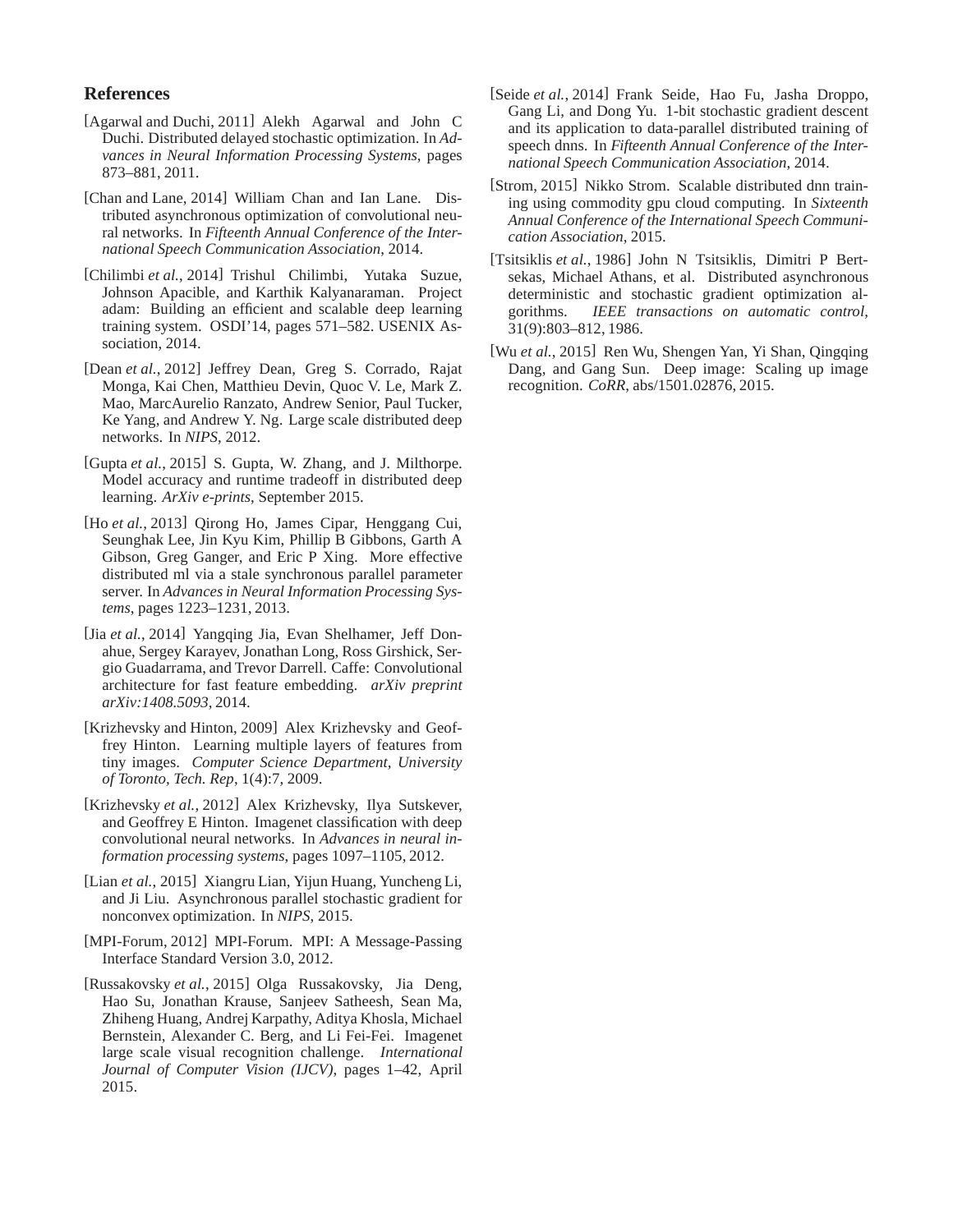## References

[Agarwal and Duchi, 2011] Alekh Agarwal and John C Duchi. Distributed delayed stochastic optimization. In *Advances in Neural Information Processing Systems*, pages 873–881, 2011.

[Chan and Lane, 2014] William Chan and Ian Lane. Distributed asynchronous optimization of convolutional neural networks. In *Fifteenth Annual Conference of the International Speech Communication Association*, 2014.

[Chilimbi *et al.*, 2014] Trishul Chilimbi, Yutaka Suzue, Johnson Apacible, and Karthik Kalyanaraman. Project adam: Building an efficient and scalable deep learning training system. OSDI'14, pages 571–582. USENIX Association, 2014.

[Dean *et al.*, 2012] Jeffrey Dean, Greg S. Corrado, Rajat Monga, Kai Chen, Matthieu Devin, Quoc V. Le, Mark Z. Mao, MarcAurelio Ranzato, Andrew Senior, Paul Tucker, Ke Yang, and Andrew Y. Ng. Large scale distributed deep networks. In *NIPS*, 2012.

[Gupta *et al.*, 2015] S. Gupta, W. Zhang, and J. Milthorpe. Model accuracy and runtime tradeoff in distributed deep learning. *ArXiv e-prints*, September 2015.

[Ho *et al.*, 2013] Qirong Ho, James Cipar, Henggang Cui, Seunghak Lee, Jin Kyu Kim, Phillip B Gibbons, Garth A Gibson, Greg Ganger, and Eric P Xing. More effective distributed ml via a stale synchronous parallel parameter server. In *Advances in Neural Information Processing Systems*, pages 1223–1231, 2013.

[Jia *et al.*, 2014] Yangqing Jia, Evan Shelhamer, Jeff Donahue, Sergey Karayev, Jonathan Long, Ross Girshick, Sergio Guadarrama, and Trevor Darrell. Caffe: Convolutional architecture for fast feature embedding. *arXiv preprint arXiv:1408.5093*, 2014.

[Krizhevsky and Hinton, 2009] Alex Krizhevsky and Geoffrey Hinton. Learning multiple layers of features from tiny images. *Computer Science Department, University of Toronto, Tech. Rep*, 1(4):7, 2009.

[Krizhevsky *et al.*, 2012] Alex Krizhevsky, Ilya Sutskever, and Geoffrey E Hinton. Imagenet classification with deep convolutional neural networks. In *Advances in neural information processing systems*, pages 1097–1105, 2012.

[Lian *et al.*, 2015] Xiangru Lian, Yijun Huang, Yuncheng Li, and Ji Liu. Asynchronous parallel stochastic gradient for nonconvex optimization. In *NIPS*, 2015.

[MPI-Forum, 2012] MPI-Forum. MPI: A Message-Passing Interface Standard Version 3.0, 2012.

[Russakovsky *et al.*, 2015] Olga Russakovsky, Jia Deng, Hao Su, Jonathan Krause, Sanjeev Satheesh, Sean Ma, Zhiheng Huang, Andrej Karpathy, Aditya Khosla, Michael Bernstein, Alexander C. Berg, and Li Fei-Fei. Imagenet large scale visual recognition challenge. *International Journal of Computer Vision (IJCV)*, pages 1–42, April 2015.

[Seide *et al.*, 2014] Frank Seide, Hao Fu, Jasha Droppo, Gang Li, and Dong Yu. 1-bit stochastic gradient descent and its application to data-parallel distributed training of speech dnns. In *Fifteenth Annual Conference of the International Speech Communication Association*, 2014.

[Strom, 2015] Nikko Strom. Scalable distributed dnn training using commodity gpu cloud computing. In *Sixteenth Annual Conference of the International Speech Communication Association*, 2015.

[Tsitsiklis *et al.*, 1986] John N Tsitsiklis, Dimitri P Bertsekas, Michael Athans, et al. Distributed asynchronous deterministic and stochastic gradient optimization algorithms. *IEEE transactions on automatic control*, 31(9):803–812, 1986.

[Wu *et al.*, 2015] Ren Wu, Shengen Yan, Yi Shan, Qingqing Dang, and Gang Sun. Deep image: Scaling up image recognition. *CoRR*, abs/1501.02876, 2015.